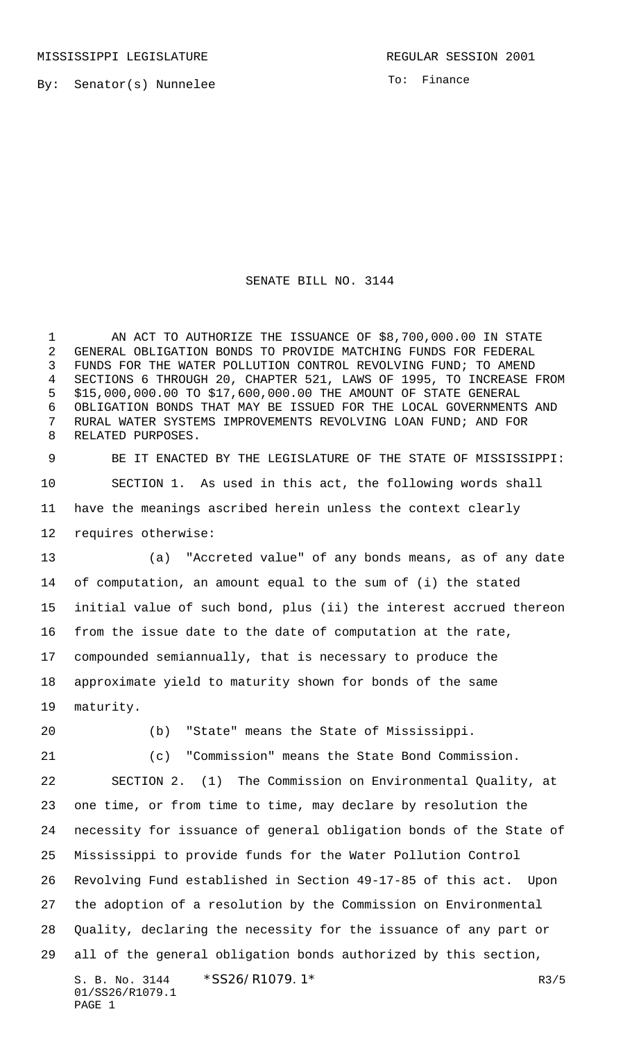MISSISSIPPI LEGISLATURE REGULAR SESSION 2001

By: Senator(s) Nunnelee

To: Finance

# SENATE BILL NO. 3144

AN ACT TO AUTHORIZE THE ISSUANCE OF $8,700,000.00 IN STATE GENERAL OBLIGATION BONDS TO PROVIDE MATCHING FUNDS FOR FEDERAL FUNDS FOR THE WATER POLLUTION CONTROL REVOLVING FUND; TO AMEND SECTIONS 6 THROUGH 20, CHAPTER 521, LAWS OF 1995, TO INCREASE FROM $15,000,000.00 TO $17,600,000.00 THE AMOUNT OF STATE GENERAL OBLIGATION BONDS THAT MAY BE ISSUED FOR THE LOCAL GOVERNMENTS AND RURAL WATER SYSTEMS IMPROVEMENTS REVOLVING LOAN FUND; AND FOR RELATED PURPOSES.

BE IT ENACTED BY THE LEGISLATURE OF THE STATE OF MISSISSIPPI:

SECTION 1. As used in this act, the following words shall have the meanings ascribed herein unless the context clearly requires otherwise:

(a) "Accreted value" of any bonds means, as of any date of computation, an amount equal to the sum of (i) the stated initial value of such bond, plus (ii) the interest accrued thereon from the issue date to the date of computation at the rate, compounded semiannually, that is necessary to produce the approximate yield to maturity shown for bonds of the same maturity.

(b) "State" means the State of Mississippi.

(c) "Commission" means the State Bond Commission.

SECTION 2. (1) The Commission on Environmental Quality, at one time, or from time to time, may declare by resolution the necessity for issuance of general obligation bonds of the State of Mississippi to provide funds for the Water Pollution Control Revolving Fund established in Section 49-17-85 of this act. Upon the adoption of a resolution by the Commission on Environmental Quality, declaring the necessity for the issuance of any part or all of the general obligation bonds authorized by this section,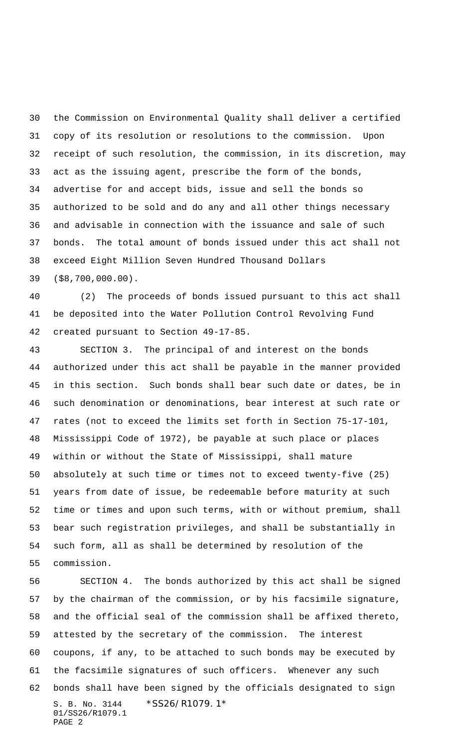the Commission on Environmental Quality shall deliver a certified copy of its resolution or resolutions to the commission. Upon receipt of such resolution, the commission, in its discretion, may act as the issuing agent, prescribe the form of the bonds, advertise for and accept bids, issue and sell the bonds so authorized to be sold and do any and all other things necessary and advisable in connection with the issuance and sale of such bonds. The total amount of bonds issued under this act shall not exceed Eight Million Seven Hundred Thousand Dollars ($8,700,000.00).

(2) The proceeds of bonds issued pursuant to this act shall be deposited into the Water Pollution Control Revolving Fund created pursuant to Section 49-17-85.

SECTION 3. The principal of and interest on the bonds authorized under this act shall be payable in the manner provided in this section. Such bonds shall bear such date or dates, be in such denomination or denominations, bear interest at such rate or rates (not to exceed the limits set forth in Section 75-17-101, Mississippi Code of 1972), be payable at such place or places within or without the State of Mississippi, shall mature absolutely at such time or times not to exceed twenty-five (25) years from date of issue, be redeemable before maturity at such time or times and upon such terms, with or without premium, shall bear such registration privileges, and shall be substantially in such form, all as shall be determined by resolution of the commission.

SECTION 4. The bonds authorized by this act shall be signed by the chairman of the commission, or by his facsimile signature, and the official seal of the commission shall be affixed thereto, attested by the secretary of the commission. The interest coupons, if any, to be attached to such bonds may be executed by the facsimile signatures of such officers. Whenever any such bonds shall have been signed by the officials designated to sign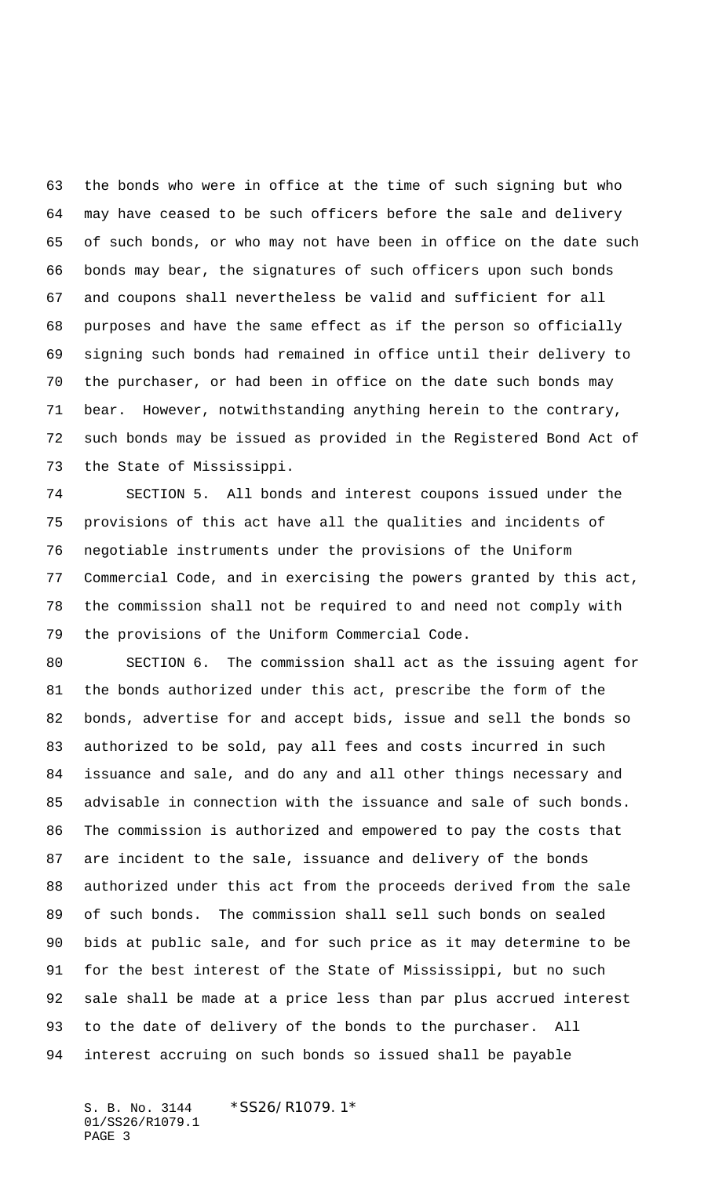the bonds who were in office at the time of such signing but who may have ceased to be such officers before the sale and delivery of such bonds, or who may not have been in office on the date such bonds may bear, the signatures of such officers upon such bonds and coupons shall nevertheless be valid and sufficient for all purposes and have the same effect as if the person so officially signing such bonds had remained in office until their delivery to the purchaser, or had been in office on the date such bonds may bear. However, notwithstanding anything herein to the contrary, such bonds may be issued as provided in the Registered Bond Act of the State of Mississippi.

SECTION 5. All bonds and interest coupons issued under the provisions of this act have all the qualities and incidents of negotiable instruments under the provisions of the Uniform Commercial Code, and in exercising the powers granted by this act, the commission shall not be required to and need not comply with the provisions of the Uniform Commercial Code.

SECTION 6. The commission shall act as the issuing agent for the bonds authorized under this act, prescribe the form of the bonds, advertise for and accept bids, issue and sell the bonds so authorized to be sold, pay all fees and costs incurred in such issuance and sale, and do any and all other things necessary and advisable in connection with the issuance and sale of such bonds. The commission is authorized and empowered to pay the costs that are incident to the sale, issuance and delivery of the bonds authorized under this act from the proceeds derived from the sale of such bonds. The commission shall sell such bonds on sealed bids at public sale, and for such price as it may determine to be for the best interest of the State of Mississippi, but no such sale shall be made at a price less than par plus accrued interest to the date of delivery of the bonds to the purchaser. All interest accruing on such bonds so issued shall be payable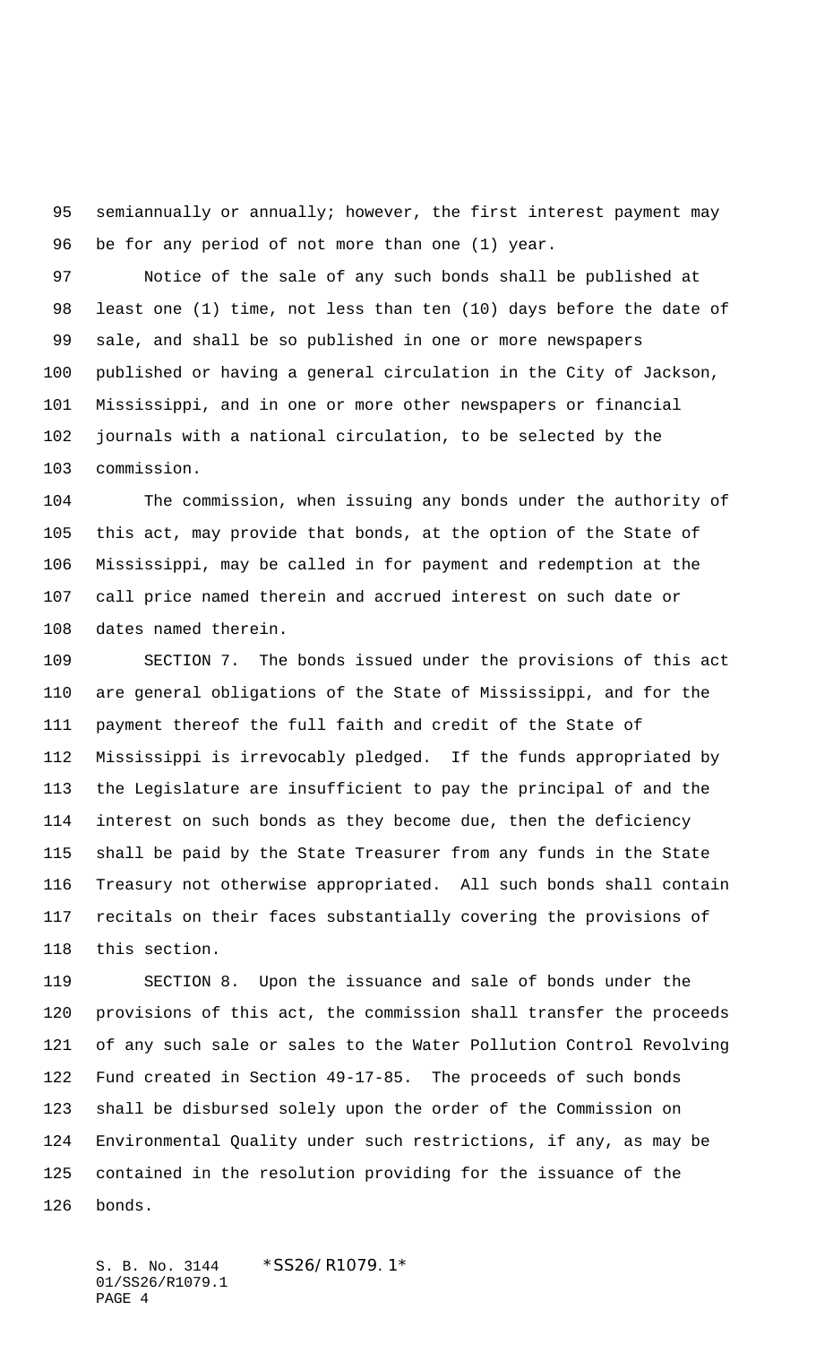semiannually or annually; however, the first interest payment may be for any period of not more than one (1) year.

Notice of the sale of any such bonds shall be published at least one (1) time, not less than ten (10) days before the date of sale, and shall be so published in one or more newspapers published or having a general circulation in the City of Jackson, Mississippi, and in one or more other newspapers or financial journals with a national circulation, to be selected by the commission.

The commission, when issuing any bonds under the authority of this act, may provide that bonds, at the option of the State of Mississippi, may be called in for payment and redemption at the call price named therein and accrued interest on such date or dates named therein.

SECTION 7. The bonds issued under the provisions of this act are general obligations of the State of Mississippi, and for the payment thereof the full faith and credit of the State of Mississippi is irrevocably pledged. If the funds appropriated by the Legislature are insufficient to pay the principal of and the interest on such bonds as they become due, then the deficiency shall be paid by the State Treasurer from any funds in the State Treasury not otherwise appropriated. All such bonds shall contain recitals on their faces substantially covering the provisions of this section.

SECTION 8. Upon the issuance and sale of bonds under the provisions of this act, the commission shall transfer the proceeds of any such sale or sales to the Water Pollution Control Revolving Fund created in Section 49-17-85. The proceeds of such bonds shall be disbursed solely upon the order of the Commission on Environmental Quality under such restrictions, if any, as may be contained in the resolution providing for the issuance of the bonds.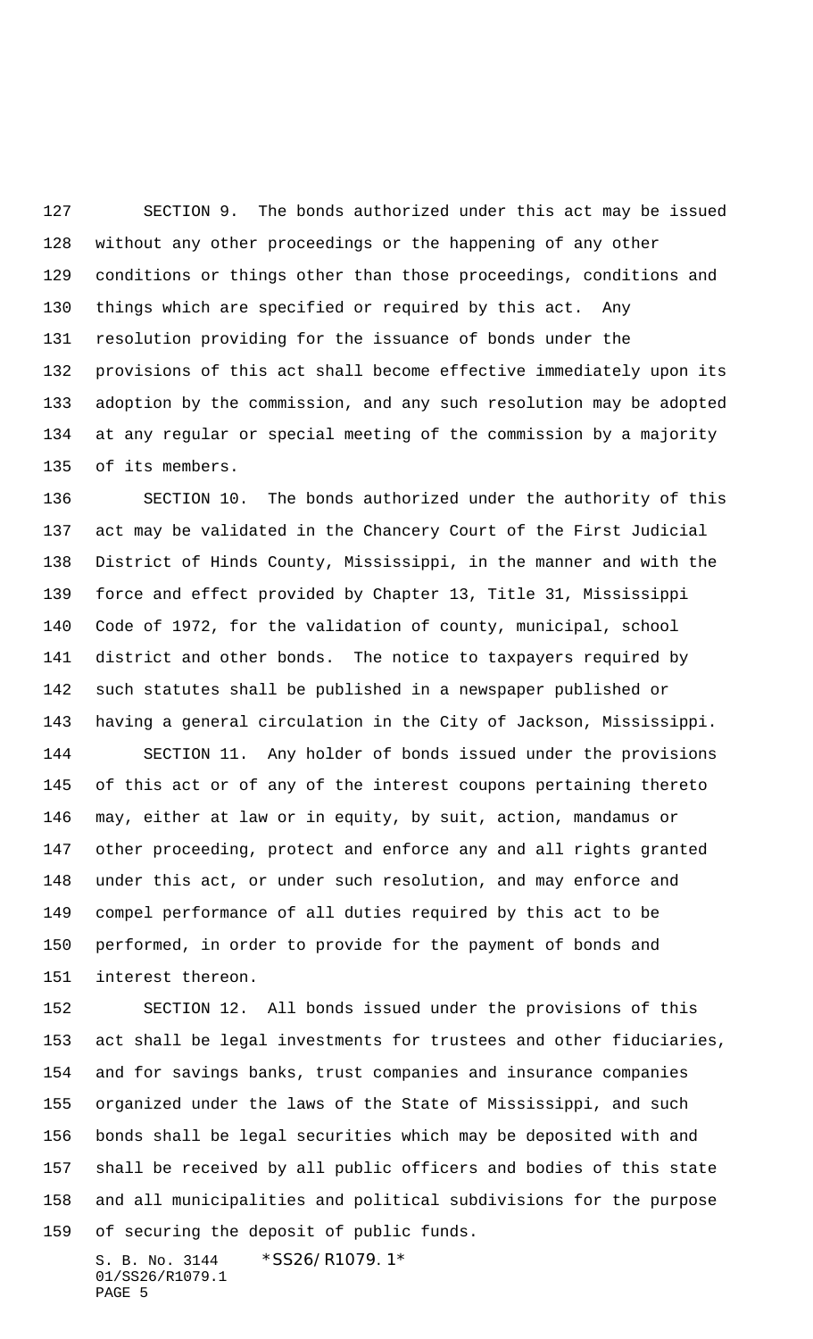SECTION 9. The bonds authorized under this act may be issued without any other proceedings or the happening of any other conditions or things other than those proceedings, conditions and things which are specified or required by this act. Any resolution providing for the issuance of bonds under the provisions of this act shall become effective immediately upon its adoption by the commission, and any such resolution may be adopted at any regular or special meeting of the commission by a majority of its members.

SECTION 10. The bonds authorized under the authority of this act may be validated in the Chancery Court of the First Judicial District of Hinds County, Mississippi, in the manner and with the force and effect provided by Chapter 13, Title 31, Mississippi Code of 1972, for the validation of county, municipal, school district and other bonds. The notice to taxpayers required by such statutes shall be published in a newspaper published or having a general circulation in the City of Jackson, Mississippi.

SECTION 11. Any holder of bonds issued under the provisions of this act or of any of the interest coupons pertaining thereto may, either at law or in equity, by suit, action, mandamus or other proceeding, protect and enforce any and all rights granted under this act, or under such resolution, and may enforce and compel performance of all duties required by this act to be performed, in order to provide for the payment of bonds and interest thereon.

SECTION 12. All bonds issued under the provisions of this act shall be legal investments for trustees and other fiduciaries, and for savings banks, trust companies and insurance companies organized under the laws of the State of Mississippi, and such bonds shall be legal securities which may be deposited with and shall be received by all public officers and bodies of this state and all municipalities and political subdivisions for the purpose of securing the deposit of public funds.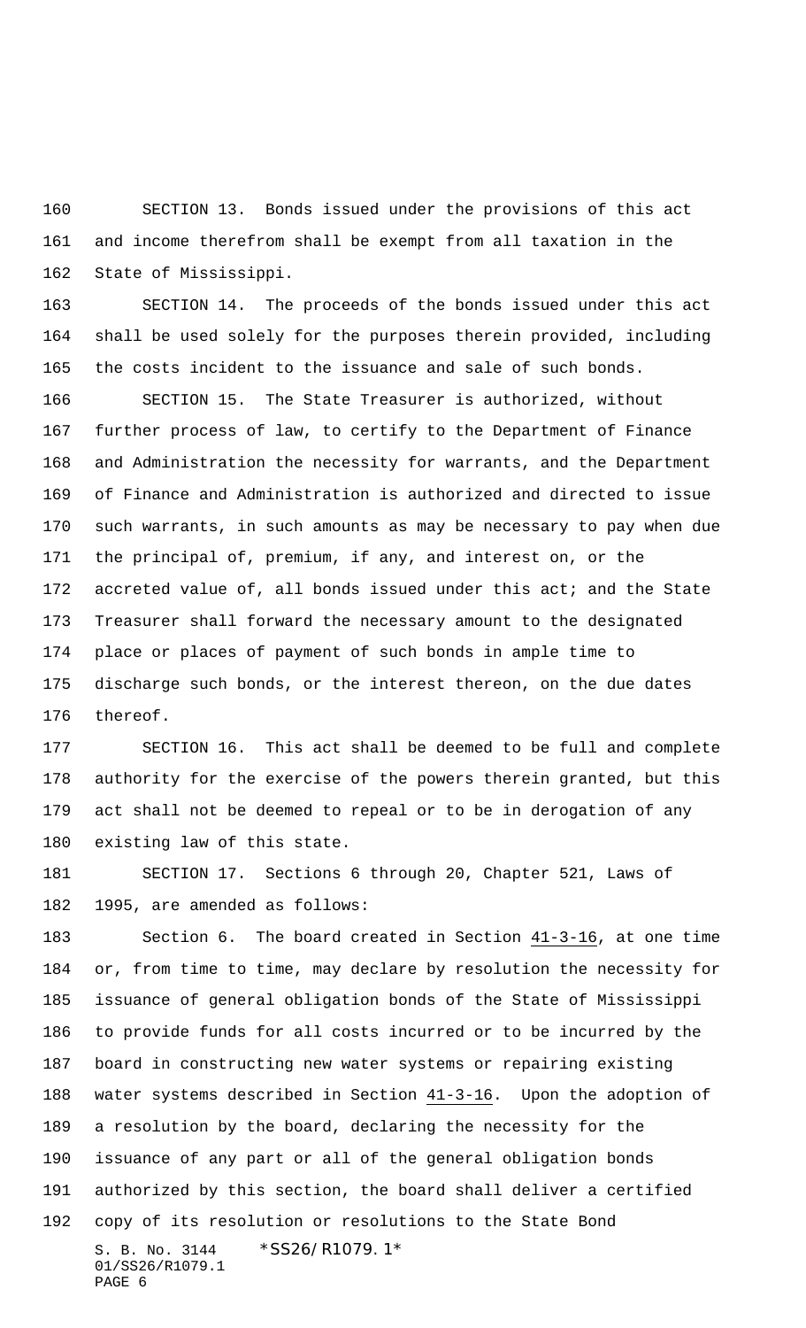SECTION 13. Bonds issued under the provisions of this act and income therefrom shall be exempt from all taxation in the State of Mississippi.

SECTION 14. The proceeds of the bonds issued under this act shall be used solely for the purposes therein provided, including the costs incident to the issuance and sale of such bonds.

SECTION 15. The State Treasurer is authorized, without further process of law, to certify to the Department of Finance and Administration the necessity for warrants, and the Department of Finance and Administration is authorized and directed to issue such warrants, in such amounts as may be necessary to pay when due the principal of, premium, if any, and interest on, or the accreted value of, all bonds issued under this act; and the State Treasurer shall forward the necessary amount to the designated place or places of payment of such bonds in ample time to discharge such bonds, or the interest thereon, on the due dates thereof.

SECTION 16. This act shall be deemed to be full and complete authority for the exercise of the powers therein granted, but this act shall not be deemed to repeal or to be in derogation of any existing law of this state.

SECTION 17. Sections 6 through 20, Chapter 521, Laws of 1995, are amended as follows:

Section 6. The board created in Section 41-3-16, at one time or, from time to time, may declare by resolution the necessity for issuance of general obligation bonds of the State of Mississippi to provide funds for all costs incurred or to be incurred by the board in constructing new water systems or repairing existing water systems described in Section 41-3-16. Upon the adoption of a resolution by the board, declaring the necessity for the issuance of any part or all of the general obligation bonds authorized by this section, the board shall deliver a certified copy of its resolution or resolutions to the State Bond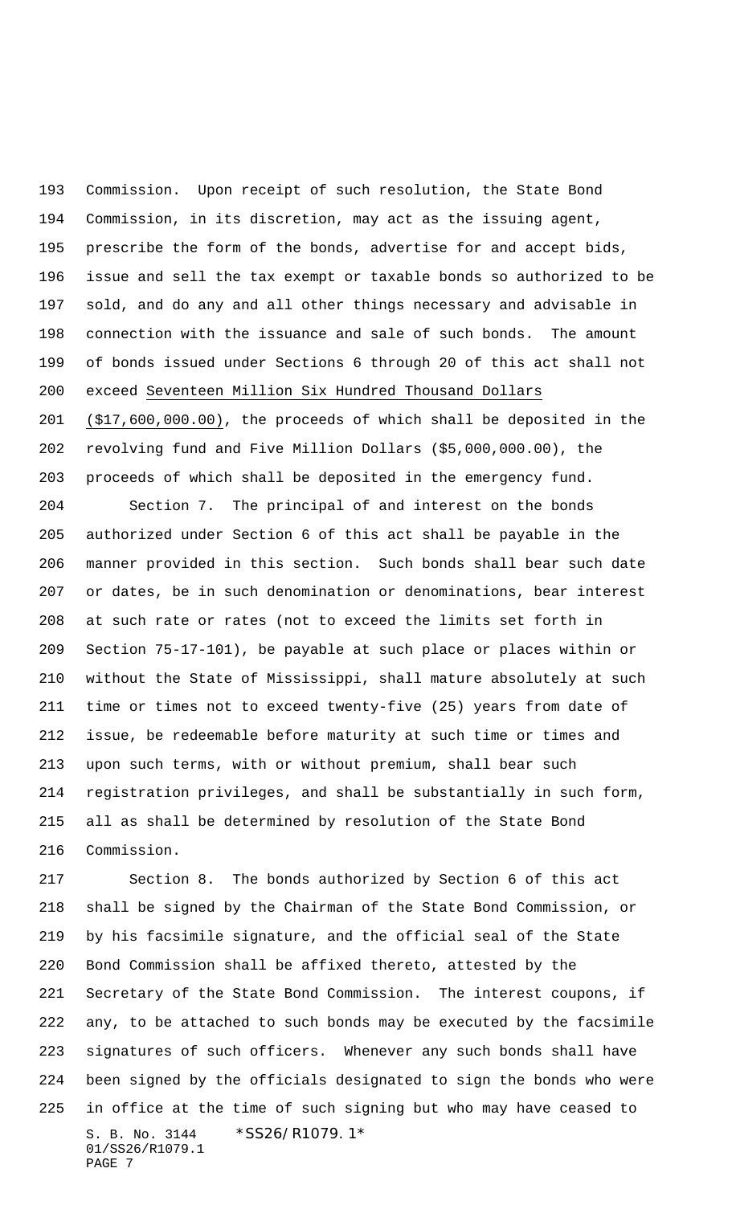Commission. Upon receipt of such resolution, the State Bond Commission, in its discretion, may act as the issuing agent, prescribe the form of the bonds, advertise for and accept bids, issue and sell the tax exempt or taxable bonds so authorized to be sold, and do any and all other things necessary and advisable in connection with the issuance and sale of such bonds. The amount of bonds issued under Sections 6 through 20 of this act shall not exceed Seventeen Million Six Hundred Thousand Dollars ($17,600,000.00), the proceeds of which shall be deposited in the revolving fund and Five Million Dollars ($5,000,000.00), the proceeds of which shall be deposited in the emergency fund.

Section 7. The principal of and interest on the bonds authorized under Section 6 of this act shall be payable in the manner provided in this section. Such bonds shall bear such date or dates, be in such denomination or denominations, bear interest at such rate or rates (not to exceed the limits set forth in Section 75-17-101), be payable at such place or places within or without the State of Mississippi, shall mature absolutely at such time or times not to exceed twenty-five (25) years from date of issue, be redeemable before maturity at such time or times and upon such terms, with or without premium, shall bear such registration privileges, and shall be substantially in such form, all as shall be determined by resolution of the State Bond Commission.

Section 8. The bonds authorized by Section 6 of this act shall be signed by the Chairman of the State Bond Commission, or by his facsimile signature, and the official seal of the State Bond Commission shall be affixed thereto, attested by the Secretary of the State Bond Commission. The interest coupons, if any, to be attached to such bonds may be executed by the facsimile signatures of such officers. Whenever any such bonds shall have been signed by the officials designated to sign the bonds who were in office at the time of such signing but who may have ceased to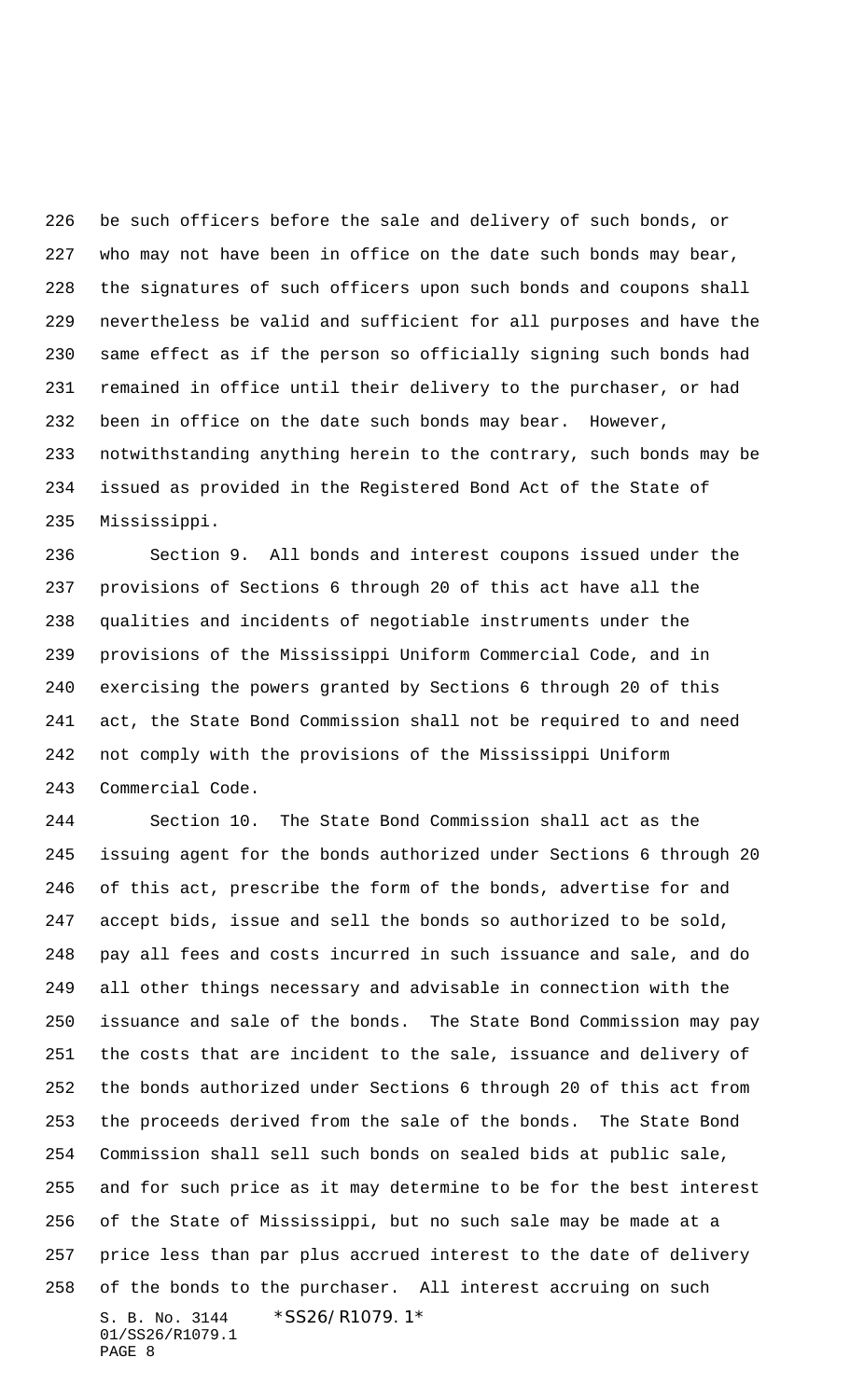be such officers before the sale and delivery of such bonds, or who may not have been in office on the date such bonds may bear, the signatures of such officers upon such bonds and coupons shall nevertheless be valid and sufficient for all purposes and have the same effect as if the person so officially signing such bonds had remained in office until their delivery to the purchaser, or had been in office on the date such bonds may bear. However, notwithstanding anything herein to the contrary, such bonds may be issued as provided in the Registered Bond Act of the State of Mississippi.

Section 9. All bonds and interest coupons issued under the provisions of Sections 6 through 20 of this act have all the qualities and incidents of negotiable instruments under the provisions of the Mississippi Uniform Commercial Code, and in exercising the powers granted by Sections 6 through 20 of this act, the State Bond Commission shall not be required to and need not comply with the provisions of the Mississippi Uniform Commercial Code.

Section 10. The State Bond Commission shall act as the issuing agent for the bonds authorized under Sections 6 through 20 of this act, prescribe the form of the bonds, advertise for and accept bids, issue and sell the bonds so authorized to be sold, pay all fees and costs incurred in such issuance and sale, and do all other things necessary and advisable in connection with the issuance and sale of the bonds. The State Bond Commission may pay the costs that are incident to the sale, issuance and delivery of the bonds authorized under Sections 6 through 20 of this act from the proceeds derived from the sale of the bonds. The State Bond Commission shall sell such bonds on sealed bids at public sale, and for such price as it may determine to be for the best interest of the State of Mississippi, but no such sale may be made at a price less than par plus accrued interest to the date of delivery of the bonds to the purchaser. All interest accruing on such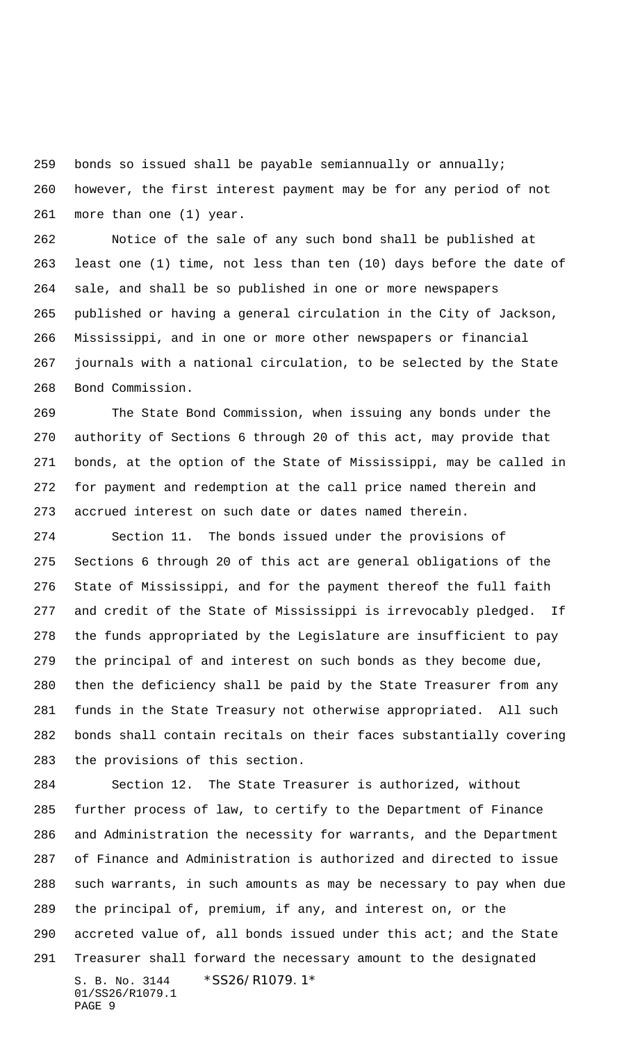bonds so issued shall be payable semiannually or annually; however, the first interest payment may be for any period of not more than one (1) year.

Notice of the sale of any such bond shall be published at least one (1) time, not less than ten (10) days before the date of sale, and shall be so published in one or more newspapers published or having a general circulation in the City of Jackson, Mississippi, and in one or more other newspapers or financial journals with a national circulation, to be selected by the State Bond Commission.

The State Bond Commission, when issuing any bonds under the authority of Sections 6 through 20 of this act, may provide that bonds, at the option of the State of Mississippi, may be called in for payment and redemption at the call price named therein and accrued interest on such date or dates named therein.

Section 11. The bonds issued under the provisions of Sections 6 through 20 of this act are general obligations of the State of Mississippi, and for the payment thereof the full faith and credit of the State of Mississippi is irrevocably pledged. If the funds appropriated by the Legislature are insufficient to pay the principal of and interest on such bonds as they become due, then the deficiency shall be paid by the State Treasurer from any funds in the State Treasury not otherwise appropriated. All such bonds shall contain recitals on their faces substantially covering the provisions of this section.

Section 12. The State Treasurer is authorized, without further process of law, to certify to the Department of Finance and Administration the necessity for warrants, and the Department of Finance and Administration is authorized and directed to issue such warrants, in such amounts as may be necessary to pay when due the principal of, premium, if any, and interest on, or the accreted value of, all bonds issued under this act; and the State Treasurer shall forward the necessary amount to the designated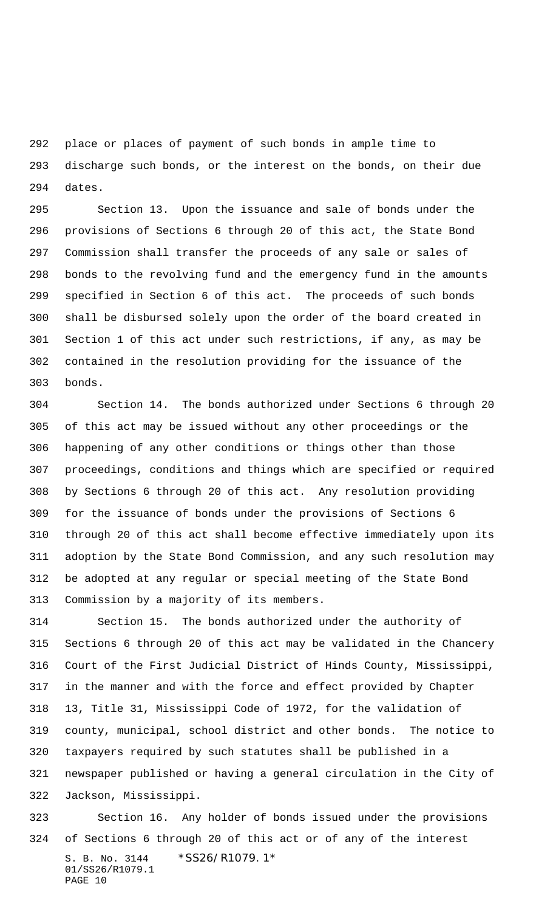place or places of payment of such bonds in ample time to discharge such bonds, or the interest on the bonds, on their due dates.

Section 13. Upon the issuance and sale of bonds under the provisions of Sections 6 through 20 of this act, the State Bond Commission shall transfer the proceeds of any sale or sales of bonds to the revolving fund and the emergency fund in the amounts specified in Section 6 of this act. The proceeds of such bonds shall be disbursed solely upon the order of the board created in Section 1 of this act under such restrictions, if any, as may be contained in the resolution providing for the issuance of the bonds.

Section 14. The bonds authorized under Sections 6 through 20 of this act may be issued without any other proceedings or the happening of any other conditions or things other than those proceedings, conditions and things which are specified or required by Sections 6 through 20 of this act. Any resolution providing for the issuance of bonds under the provisions of Sections 6 through 20 of this act shall become effective immediately upon its adoption by the State Bond Commission, and any such resolution may be adopted at any regular or special meeting of the State Bond Commission by a majority of its members.

Section 15. The bonds authorized under the authority of Sections 6 through 20 of this act may be validated in the Chancery Court of the First Judicial District of Hinds County, Mississippi, in the manner and with the force and effect provided by Chapter 13, Title 31, Mississippi Code of 1972, for the validation of county, municipal, school district and other bonds. The notice to taxpayers required by such statutes shall be published in a newspaper published or having a general circulation in the City of Jackson, Mississippi.

Section 16. Any holder of bonds issued under the provisions of Sections 6 through 20 of this act or of any of the interest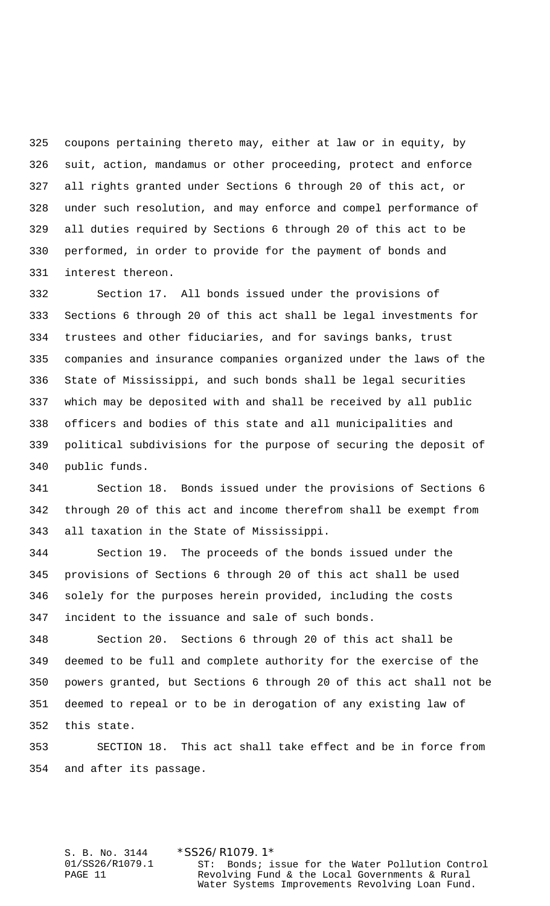coupons pertaining thereto may, either at law or in equity, by suit, action, mandamus or other proceeding, protect and enforce all rights granted under Sections 6 through 20 of this act, or under such resolution, and may enforce and compel performance of all duties required by Sections 6 through 20 of this act to be performed, in order to provide for the payment of bonds and interest thereon.

Section 17. All bonds issued under the provisions of Sections 6 through 20 of this act shall be legal investments for trustees and other fiduciaries, and for savings banks, trust companies and insurance companies organized under the laws of the State of Mississippi, and such bonds shall be legal securities which may be deposited with and shall be received by all public officers and bodies of this state and all municipalities and political subdivisions for the purpose of securing the deposit of public funds.

Section 18. Bonds issued under the provisions of Sections 6 through 20 of this act and income therefrom shall be exempt from all taxation in the State of Mississippi.

Section 19. The proceeds of the bonds issued under the provisions of Sections 6 through 20 of this act shall be used solely for the purposes herein provided, including the costs incident to the issuance and sale of such bonds.

Section 20. Sections 6 through 20 of this act shall be deemed to be full and complete authority for the exercise of the powers granted, but Sections 6 through 20 of this act shall not be deemed to repeal or to be in derogation of any existing law of this state.

SECTION 18. This act shall take effect and be in force from and after its passage.